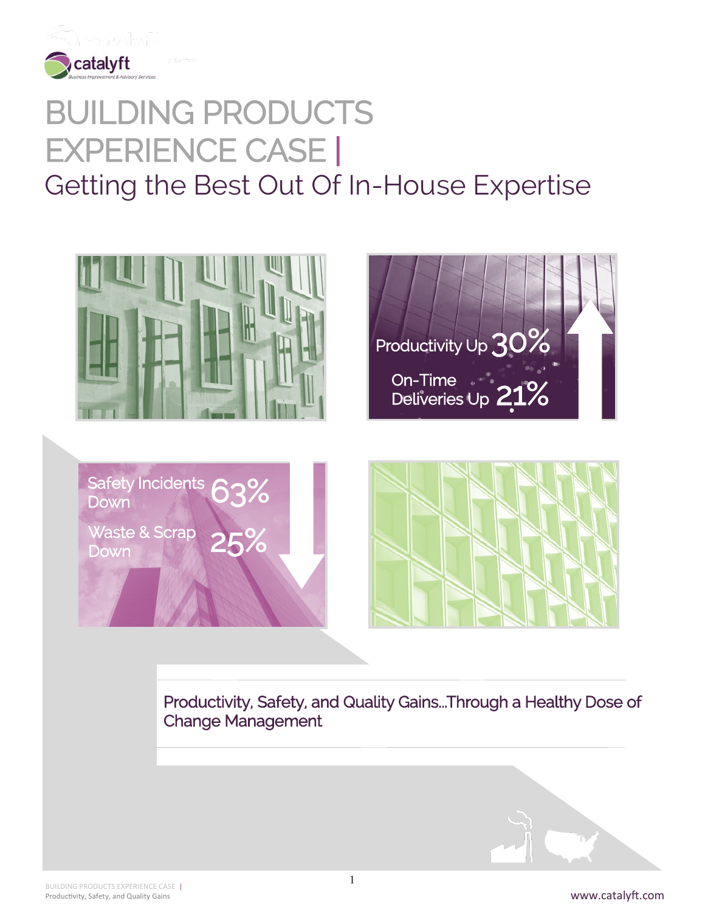catalyft

Business Improvement & Advisory Services

# BUILDING PRODUCTS EXPERIENCE CASE |

## Getting the Best Out Of In-House Expertise

Productivity Up 30%

On-Time Deliveries Up 21%

Safety Incidents Down 63%

Waste & Scrap Down 25%

Productivity, Safety, and Quality Gains...Through a Healthy Dose of Change Management

www.catalyft.com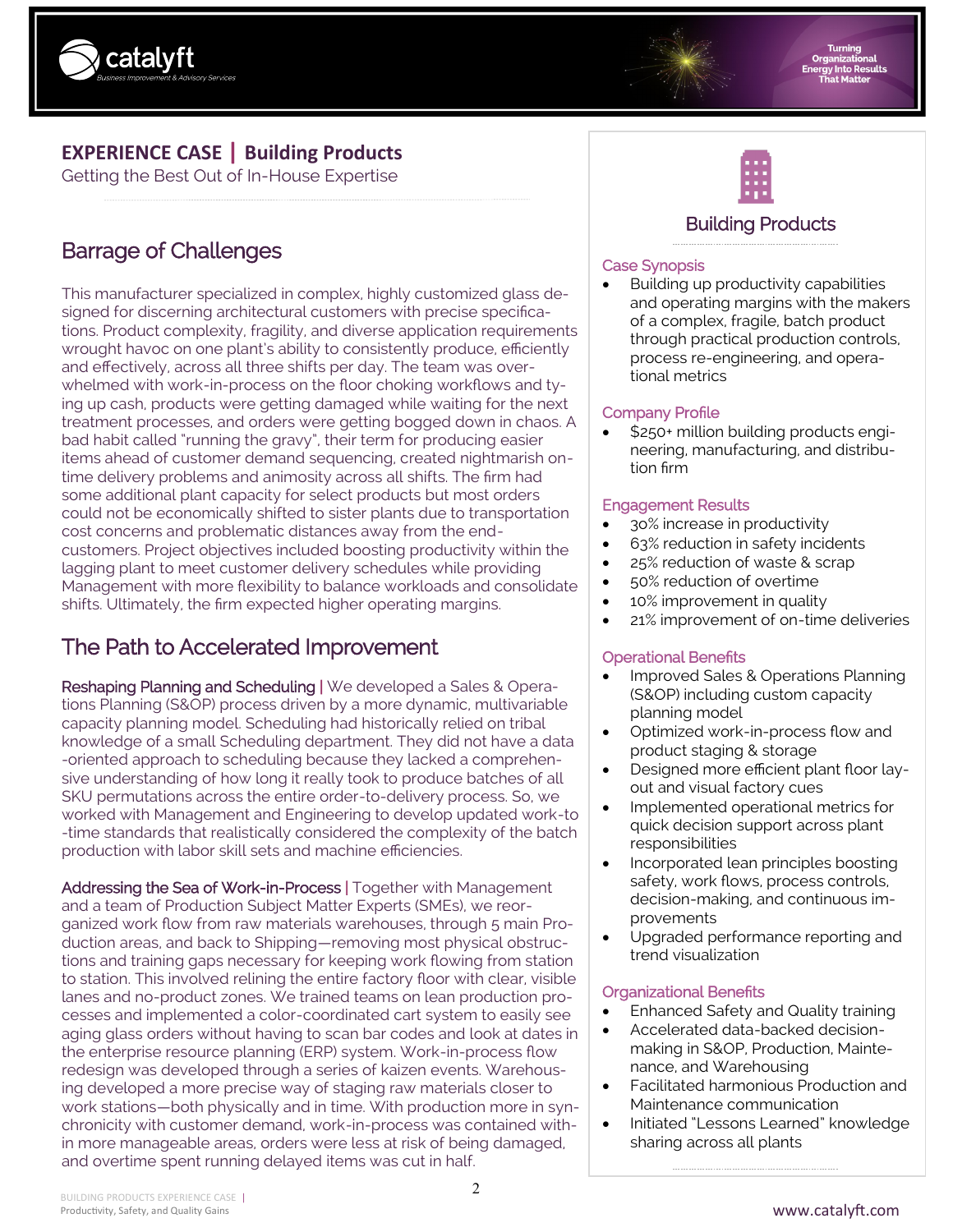# EXPERIENCE CASE | Building Products

Getting the Best Out of In-House Expertise

## Barrage of Challenges

This manufacturer specialized in complex, highly customized glass designed for discerning architectural customers with precise specifications. Product complexity, fragility, and diverse application requirements wrought havoc on one plant's ability to consistently produce, efficiently and effectively, across all three shifts per day. The team was overwhelmed with work-in-process on the floor choking workflows and tying up cash, products were getting damaged while waiting for the next treatment processes, and orders were getting bogged down in chaos. A bad habit called "running the gravy", their term for producing easier items ahead of customer demand sequencing, created nightmarish on-time delivery problems and animosity across all shifts. The firm had some additional plant capacity for select products but most orders could not be economically shifted to sister plants due to transportation cost concerns and problematic distances away from the end-customers. Project objectives included boosting productivity within the lagging plant to meet customer delivery schedules while providing Management with more flexibility to balance workloads and consolidate shifts. Ultimately, the firm expected higher operating margins.

## The Path to Accelerated Improvement

**Reshaping Planning and Scheduling |** We developed a Sales & Operations Planning (S&OP) process driven by a more dynamic, multivariable capacity planning model. Scheduling had historically relied on tribal knowledge of a small Scheduling department. They did not have a data-oriented approach to scheduling because they lacked a comprehensive understanding of how long it really took to produce batches of all SKU permutations across the entire order-to-delivery process. So, we worked with Management and Engineering to develop updated work-to-time standards that realistically considered the complexity of the batch production with labor skill sets and machine efficiencies.

**Addressing the Sea of Work-in-Process |** Together with Management and a team of Production Subject Matter Experts (SMEs), we reorganized work flow from raw materials warehouses, through 5 main Production areas, and back to Shipping—removing most physical obstructions and training gaps necessary for keeping work flowing from station to station. This involved relining the entire factory floor with clear, visible lanes and no-product zones. We trained teams on lean production processes and implemented a color-coordinated cart system to easily see aging glass orders without having to scan bar codes and look at dates in the enterprise resource planning (ERP) system. Work-in-process flow redesign was developed through a series of kaizen events. Warehousing developed a more precise way of staging raw materials closer to work stations—both physically and in time. With production more in synchronicity with customer demand, work-in-process was contained within more manageable areas, orders were less at risk of being damaged, and overtime spent running delayed items was cut in half.

## Building Products

### Case Synopsis

- Building up productivity capabilities and operating margins with the makers of a complex, fragile, batch product through practical production controls, process re-engineering, and operational metrics

### Company Profile

- $250+ million building products engineering, manufacturing, and distribution firm

### Engagement Results

- 30% increase in productivity
- 63% reduction in safety incidents
- 25% reduction of waste & scrap
- 50% reduction of overtime
- 10% improvement in quality
- 21% improvement of on-time deliveries

### Operational Benefits

- Improved Sales & Operations Planning (S&OP) including custom capacity planning model
- Optimized work-in-process flow and product staging & storage
- Designed more efficient plant floor layout and visual factory cues
- Implemented operational metrics for quick decision support across plant responsibilities
- Incorporated lean principles boosting safety, work flows, process controls, decision-making, and continuous improvements
- Upgraded performance reporting and trend visualization

### Organizational Benefits

- Enhanced Safety and Quality training
- Accelerated data-backed decision-making in S&OP, Production, Maintenance, and Warehousing
- Facilitated harmonious Production and Maintenance communication
- Initiated "Lessons Learned" knowledge sharing across all plants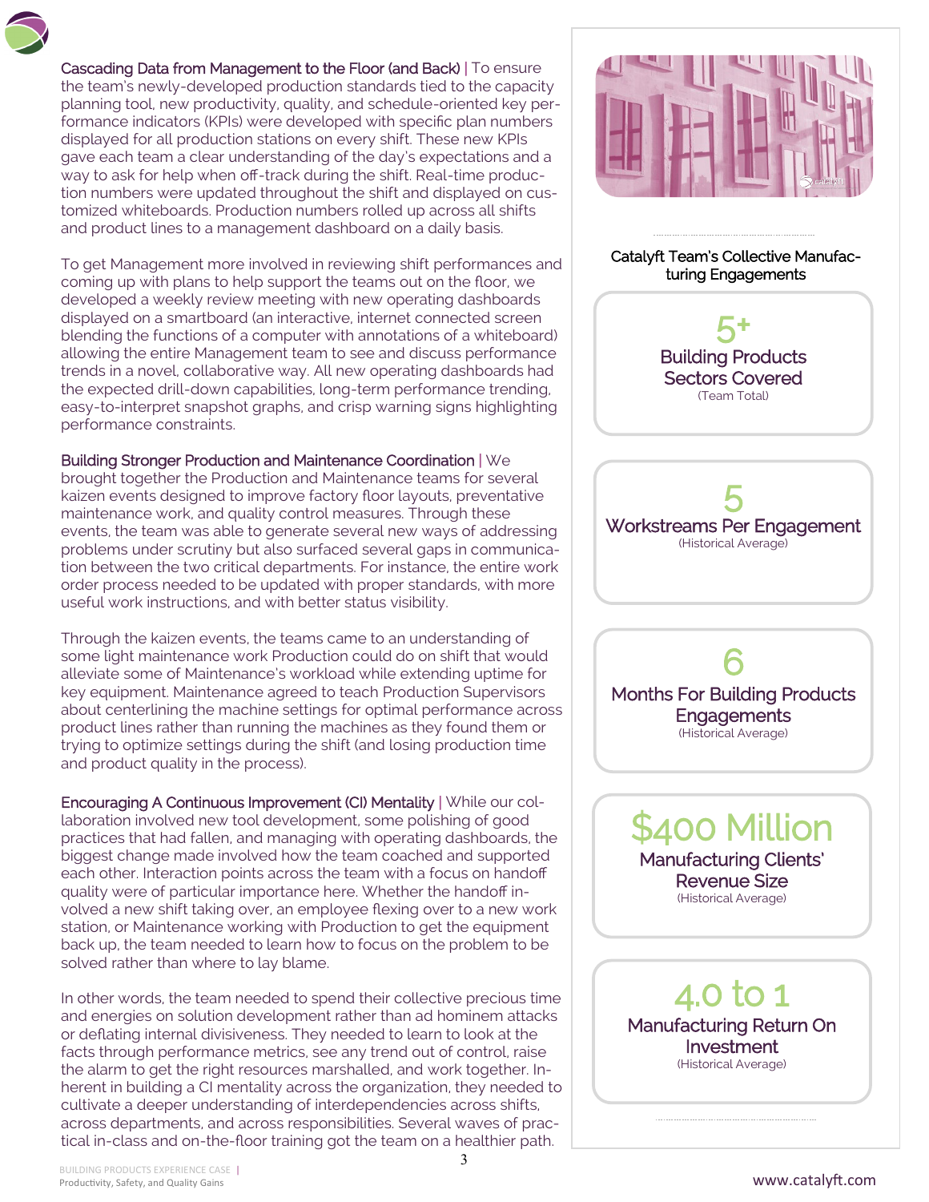**Cascading Data from Management to the Floor (and Back)** | To ensure the team's newly-developed production standards tied to the capacity planning tool, new productivity, quality, and schedule-oriented key performance indicators (KPIs) were developed with specific plan numbers displayed for all production stations on every shift. These new KPIs gave each team a clear understanding of the day's expectations and a way to ask for help when off-track during the shift. Real-time production numbers were updated throughout the shift and displayed on customized whiteboards. Production numbers rolled up across all shifts and product lines to a management dashboard on a daily basis.

To get Management more involved in reviewing shift performances and coming up with plans to help support the teams out on the floor, we developed a weekly review meeting with new operating dashboards displayed on a smartboard (an interactive, internet connected screen blending the functions of a computer with annotations of a whiteboard) allowing the entire Management team to see and discuss performance trends in a novel, collaborative way. All new operating dashboards had the expected drill-down capabilities, long-term performance trending, easy-to-interpret snapshot graphs, and crisp warning signs highlighting performance constraints.

**Building Stronger Production and Maintenance Coordination** | We brought together the Production and Maintenance teams for several kaizen events designed to improve factory floor layouts, preventative maintenance work, and quality control measures. Through these events, the team was able to generate several new ways of addressing problems under scrutiny but also surfaced several gaps in communication between the two critical departments. For instance, the entire work order process needed to be updated with proper standards, with more useful work instructions, and with better status visibility.

Through the kaizen events, the teams came to an understanding of some light maintenance work Production could do on shift that would alleviate some of Maintenance's workload while extending uptime for key equipment. Maintenance agreed to teach Production Supervisors about centerlining the machine settings for optimal performance across product lines rather than running the machines as they found them or trying to optimize settings during the shift (and losing production time and product quality in the process).

**Encouraging A Continuous Improvement (CI) Mentality** | While our collaboration involved new tool development, some polishing of good practices that had fallen, and managing with operating dashboards, the biggest change made involved how the team coached and supported each other. Interaction points across the team with a focus on handoff quality were of particular importance here. Whether the handoff involved a new shift taking over, an employee flexing over to a new work station, or Maintenance working with Production to get the equipment back up, the team needed to learn how to focus on the problem to be solved rather than where to lay blame.

In other words, the team needed to spend their collective precious time and energies on solution development rather than ad hominem attacks or deflating internal divisiveness. They needed to learn to look at the facts through performance metrics, see any trend out of control, raise the alarm to get the right resources marshalled, and work together. Inherent in building a CI mentality across the organization, they needed to cultivate a deeper understanding of interdependencies across shifts, across departments, and across responsibilities. Several waves of practical in-class and on-the-floor training got the team on a healthier path.

### Catalyft Team's Collective Manufacturing Engagements

**5+**
Building Products Sectors Covered
(Team Total)

**5**
Workstreams Per Engagement
(Historical Average)

**6**
Months For Building Products Engagements
(Historical Average)

**$400 Million**
Manufacturing Clients' Revenue Size
(Historical Average)

**4.0 to 1**
Manufacturing Return On Investment
(Historical Average)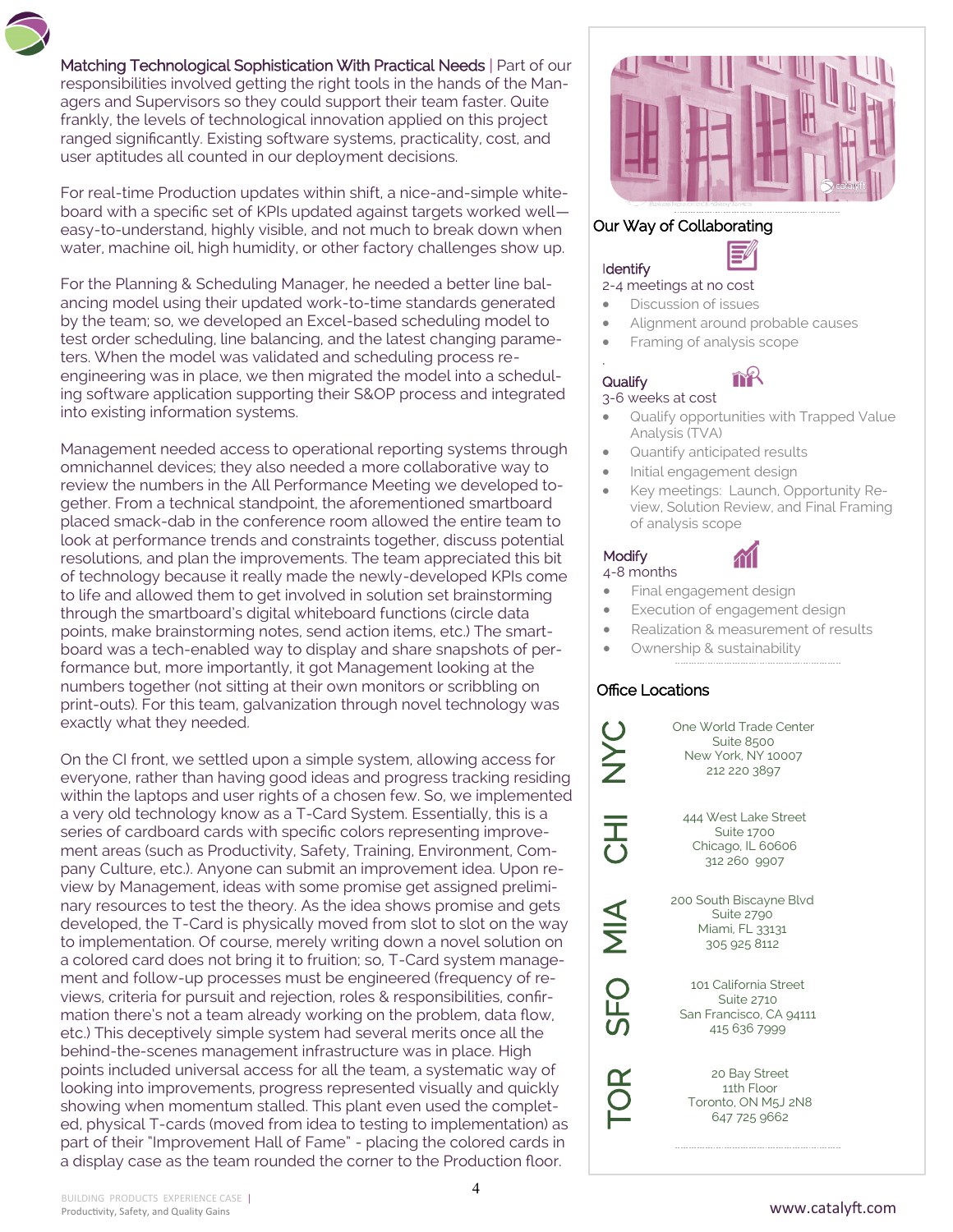**Matching Technological Sophistication With Practical Needs** | Part of our responsibilities involved getting the right tools in the hands of the Managers and Supervisors so they could support their team faster. Quite frankly, the levels of technological innovation applied on this project ranged significantly. Existing software systems, practicality, cost, and user aptitudes all counted in our deployment decisions.

For real-time Production updates within shift, a nice-and-simple whiteboard with a specific set of KPIs updated against targets worked well—easy-to-understand, highly visible, and not much to break down when water, machine oil, high humidity, or other factory challenges show up.

For the Planning & Scheduling Manager, he needed a better line balancing model using their updated work-to-time standards generated by the team; so, we developed an Excel-based scheduling model to test order scheduling, line balancing, and the latest changing parameters. When the model was validated and scheduling process re-engineering was in place, we then migrated the model into a scheduling software application supporting their S&OP process and integrated into existing information systems.

Management needed access to operational reporting systems through omnichannel devices; they also needed a more collaborative way to review the numbers in the All Performance Meeting we developed together. From a technical standpoint, the aforementioned smartboard placed smack-dab in the conference room allowed the entire team to look at performance trends and constraints together, discuss potential resolutions, and plan the improvements. The team appreciated this bit of technology because it really made the newly-developed KPIs come to life and allowed them to get involved in solution set brainstorming through the smartboard's digital whiteboard functions (circle data points, make brainstorming notes, send action items, etc.) The smartboard was a tech-enabled way to display and share snapshots of performance but, more importantly, it got Management looking at the numbers together (not sitting at their own monitors or scribbling on print-outs). For this team, galvanization through novel technology was exactly what they needed.

On the CI front, we settled upon a simple system, allowing access for everyone, rather than having good ideas and progress tracking residing within the laptops and user rights of a chosen few. So, we implemented a very old technology know as a T-Card System. Essentially, this is a series of cardboard cards with specific colors representing improvement areas (such as Productivity, Safety, Training, Environment, Company Culture, etc.). Anyone can submit an improvement idea. Upon review by Management, ideas with some promise get assigned preliminary resources to test the theory. As the idea shows promise and gets developed, the T-Card is physically moved from slot to slot on the way to implementation. Of course, merely writing down a novel solution on a colored card does not bring it to fruition; so, T-Card system management and follow-up processes must be engineered (frequency of reviews, criteria for pursuit and rejection, roles & responsibilities, confirmation there's not a team already working on the problem, data flow, etc.) This deceptively simple system had several merits once all the behind-the-scenes management infrastructure was in place. High points included universal access for all the team, a systematic way of looking into improvements, progress represented visually and quickly showing when momentum stalled. This plant even used the completed, physical T-cards (moved from idea to testing to implementation) as part of their "Improvement Hall of Fame" - placing the colored cards in a display case as the team rounded the corner to the Production floor.

## Our Way of Collaborating

**Identify**
2-4 meetings at no cost
- Discussion of issues
- Alignment around probable causes
- Framing of analysis scope

**Qualify**
3-6 weeks at cost
- Qualify opportunities with Trapped Value Analysis (TVA)
- Quantify anticipated results
- Initial engagement design
- Key meetings: Launch, Opportunity Review, Solution Review, and Final Framing of analysis scope

**Modify**
4-8 months
- Final engagement design
- Execution of engagement design
- Realization & measurement of results
- Ownership & sustainability

## Office Locations

**NYC**
One World Trade Center
Suite 8500
New York, NY 10007
212 220 3897

**CHI**
444 West Lake Street
Suite 1700
Chicago, IL 60606
312 260 9907

**MIA**
200 South Biscayne Blvd
Suite 2790
Miami, FL 33131
305 925 8112

**SFO**
101 California Street
Suite 2710
San Francisco, CA 94111
415 636 7999

**TOR**
20 Bay Street
11th Floor
Toronto, ON M5J 2N8
647 725 9662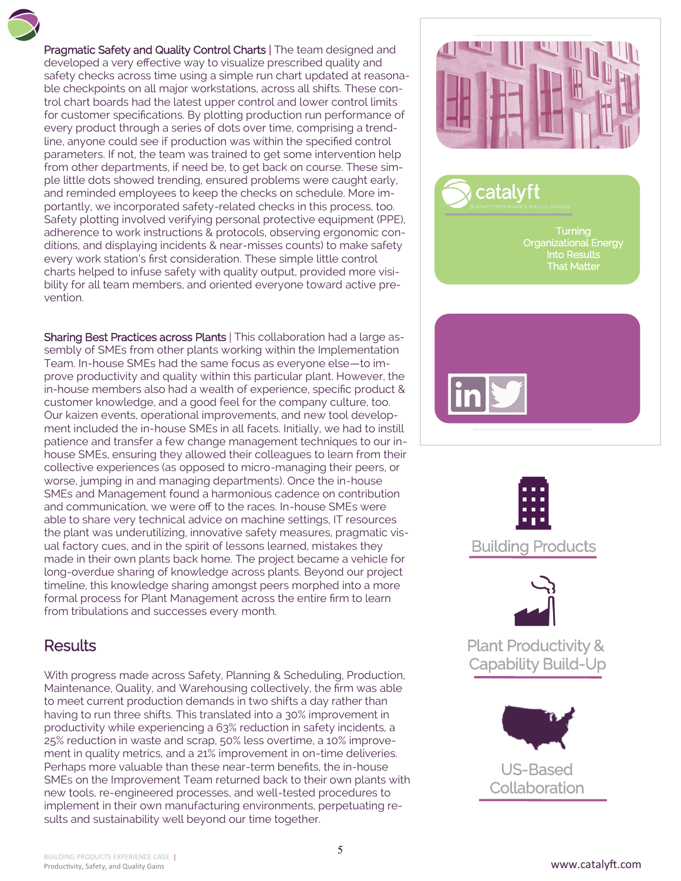**Pragmatic Safety and Quality Control Charts** | The team designed and developed a very effective way to visualize prescribed quality and safety checks across time using a simple run chart updated at reasonable checkpoints on all major workstations, across all shifts. These control chart boards had the latest upper control and lower control limits for customer specifications. By plotting production run performance of every product through a series of dots over time, comprising a trendline, anyone could see if production was within the specified control parameters. If not, the team was trained to get some intervention help from other departments, if need be, to get back on course. These simple little dots showed trending, ensured problems were caught early, and reminded employees to keep the checks on schedule. More importantly, we incorporated safety-related checks in this process, too. Safety plotting involved verifying personal protective equipment (PPE), adherence to work instructions & protocols, observing ergonomic conditions, and displaying incidents & near-misses counts) to make safety every work station's first consideration. These simple little control charts helped to infuse safety with quality output, provided more visibility for all team members, and oriented everyone toward active prevention.

**Sharing Best Practices across Plants** | This collaboration had a large assembly of SMEs from other plants working within the Implementation Team. In-house SMEs had the same focus as everyone else—to improve productivity and quality within this particular plant. However, the in-house members also had a wealth of experience, specific product & customer knowledge, and a good feel for the company culture, too. Our kaizen events, operational improvements, and new tool development included the in-house SMEs in all facets. Initially, we had to instill patience and transfer a few change management techniques to our in-house SMEs, ensuring they allowed their colleagues to learn from their collective experiences (as opposed to micro-managing their peers, or worse, jumping in and managing departments). Once the in-house SMEs and Management found a harmonious cadence on contribution and communication, we were off to the races. In-house SMEs were able to share very technical advice on machine settings, IT resources the plant was underutilizing, innovative safety measures, pragmatic visual factory cues, and in the spirit of lessons learned, mistakes they made in their own plants back home. The project became a vehicle for long-overdue sharing of knowledge across plants. Beyond our project timeline, this knowledge sharing amongst peers morphed into a more formal process for Plant Management across the entire firm to learn from tribulations and successes every month.

## Results

With progress made across Safety, Planning & Scheduling, Production, Maintenance, Quality, and Warehousing collectively, the firm was able to meet current production demands in two shifts a day rather than having to run three shifts. This translated into a 30% improvement in productivity while experiencing a 63% reduction in safety incidents, a 25% reduction in waste and scrap, 50% less overtime, a 10% improvement in quality metrics, and a 21% improvement in on-time deliveries. Perhaps more valuable than these near-term benefits, the in-house SMEs on the Improvement Team returned back to their own plants with new tools, re-engineered processes, and well-tested procedures to implement in their own manufacturing environments, perpetuating results and sustainability well beyond our time together.

catalyft

Business Improvement & Advisory Services

Turning Organizational Energy Into Results That Matter

Building Products

Plant Productivity & Capability Build-Up

US-Based Collaboration

www.catalyft.com